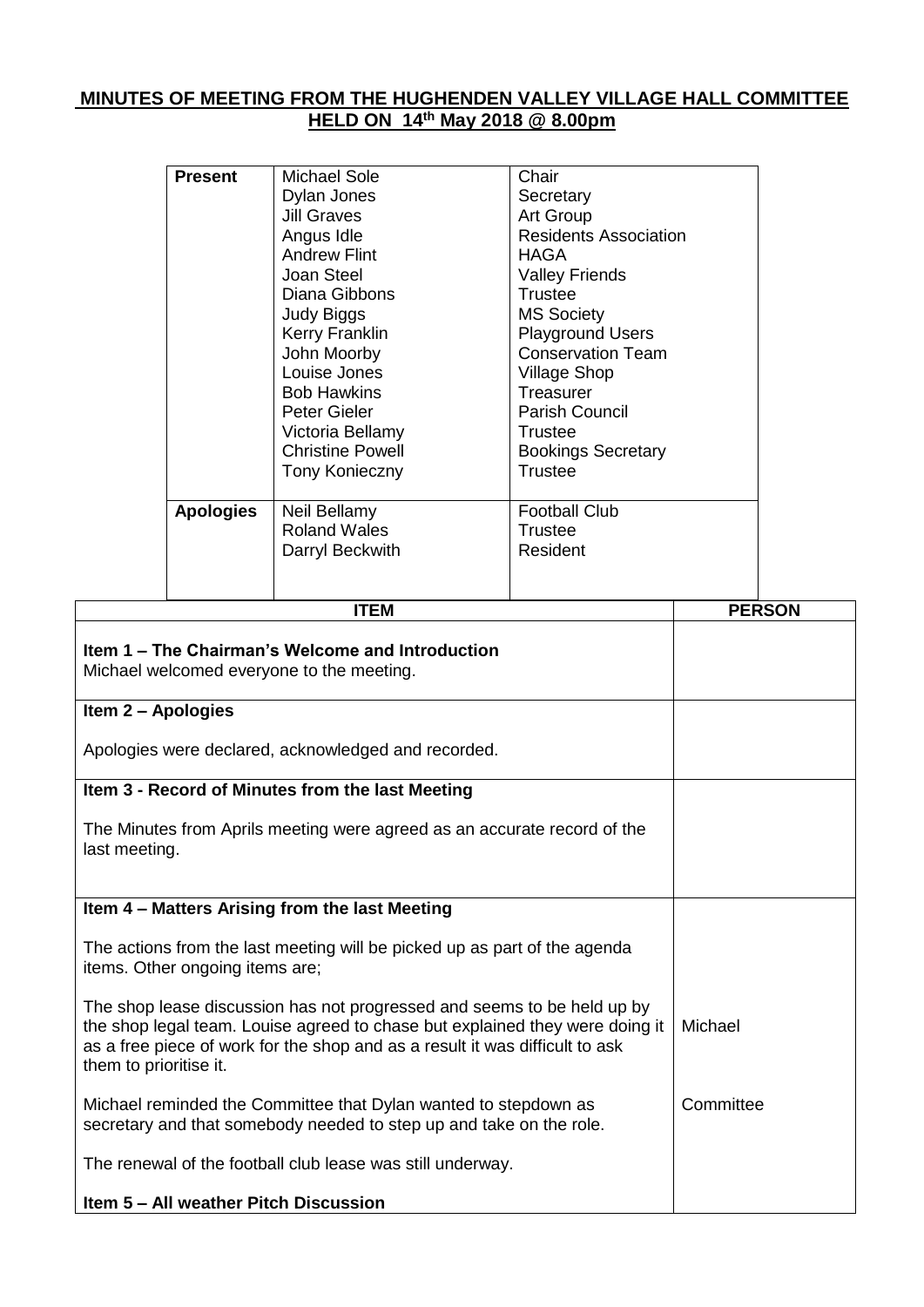**MINUTES OF MEETING FROM THE HUGHENDEN VALLEY VILLAGE HALL COMMITTEE HELD ON 14th May 2018 @ 8.00pm**

| **Present** | Michael Sole | Chair |
|---|---|---|
| | Dylan Jones | Secretary |
| | Jill Graves | Art Group |
| | Angus Idle | Residents Association |
| | Andrew Flint | HAGA |
| | Joan Steel | Valley Friends |
| | Diana Gibbons | Trustee |
| | Judy Biggs | MS Society |
| | Kerry Franklin | Playground Users |
| | John Moorby | Conservation Team |
| | Louise Jones | Village Shop |
| | Bob Hawkins | Treasurer |
| | Peter Gieler | Parish Council |
| | Victoria Bellamy | Trustee |
| | Christine Powell | Bookings Secretary |
| | Tony Konieczny | Trustee |
| **Apologies** | Neil Bellamy | Football Club |
| | Roland Wales | Trustee |
| | Darryl Beckwith | Resident |

| ITEM | PERSON |
|---|---|
| **Item 1 – The Chairman's Welcome and Introduction**<br>Michael welcomed everyone to the meeting. | |
| **Item 2 – Apologies**<br><br>Apologies were declared, acknowledged and recorded. | |
| **Item 3 - Record of Minutes from the last Meeting**<br><br>The Minutes from Aprils meeting were agreed as an accurate record of the last meeting. | |
| **Item 4 – Matters Arising from the last Meeting**<br><br>The actions from the last meeting will be picked up as part of the agenda items. Other ongoing items are; | |
| The shop lease discussion has not progressed and seems to be held up by the shop legal team. Louise agreed to chase but explained they were doing it as a free piece of work for the shop and as a result it was difficult to ask them to prioritise it. | Michael |
| Michael reminded the Committee that Dylan wanted to stepdown as secretary and that somebody needed to step up and take on the role. | Committee |
| The renewal of the football club lease was still underway. | |
| **Item 5 – All weather Pitch Discussion** | |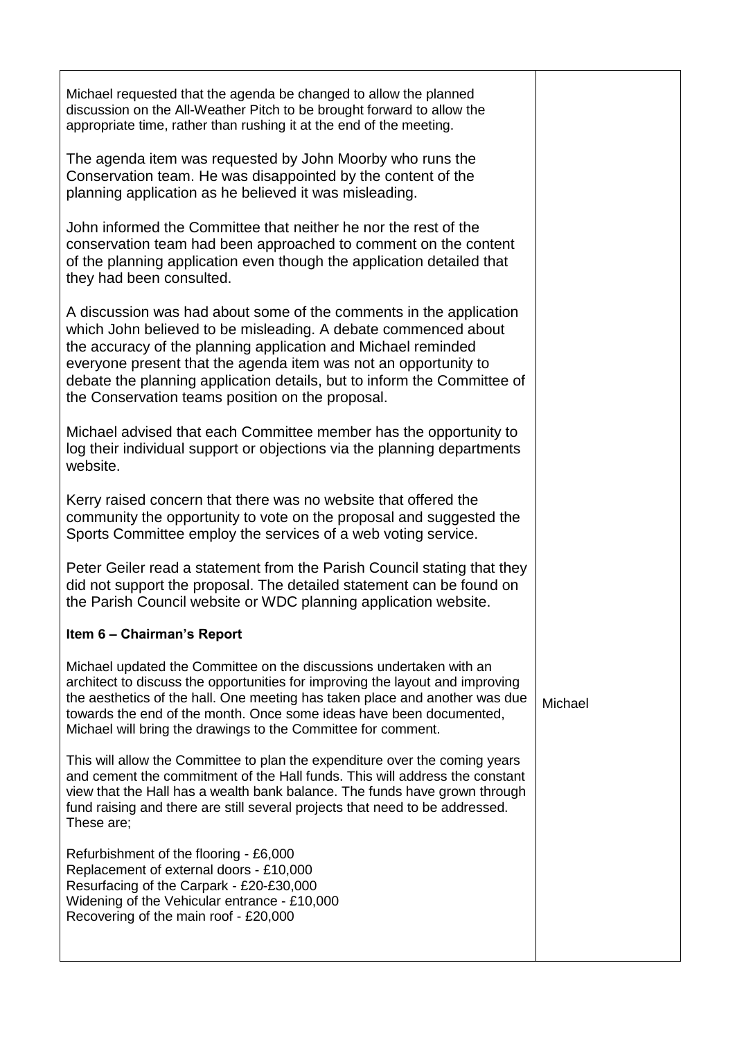| | |
|---|---|
| Michael requested that the agenda be changed to allow the planned discussion on the All-Weather Pitch to be brought forward to allow the appropriate time, rather than rushing it at the end of the meeting.<br><br>The agenda item was requested by John Moorby who runs the Conservation team. He was disappointed by the content of the planning application as he believed it was misleading.<br><br>John informed the Committee that neither he nor the rest of the conservation team had been approached to comment on the content of the planning application even though the application detailed that they had been consulted.<br><br>A discussion was had about some of the comments in the application which John believed to be misleading. A debate commenced about the accuracy of the planning application and Michael reminded everyone present that the agenda item was not an opportunity to debate the planning application details, but to inform the Committee of the Conservation teams position on the proposal.<br><br>Michael advised that each Committee member has the opportunity to log their individual support or objections via the planning departments website.<br><br>Kerry raised concern that there was no website that offered the community the opportunity to vote on the proposal and suggested the Sports Committee employ the services of a web voting service.<br><br>Peter Geiler read a statement from the Parish Council stating that they did not support the proposal. The detailed statement can be found on the Parish Council website or WDC planning application website. | |
| **Item 6 – Chairman's Report**<br><br>Michael updated the Committee on the discussions undertaken with an architect to discuss the opportunities for improving the layout and improving the aesthetics of the hall. One meeting has taken place and another was due towards the end of the month. Once some ideas have been documented, Michael will bring the drawings to the Committee for comment. | Michael |
| This will allow the Committee to plan the expenditure over the coming years and cement the commitment of the Hall funds. This will address the constant view that the Hall has a wealth bank balance. The funds have grown through fund raising and there are still several projects that need to be addressed. These are;<br><br>Refurbishment of the flooring - £6,000<br>Replacement of external doors - £10,000<br>Resurfacing of the Carpark - £20-£30,000<br>Widening of the Vehicular entrance - £10,000<br>Recovering of the main roof - £20,000 | |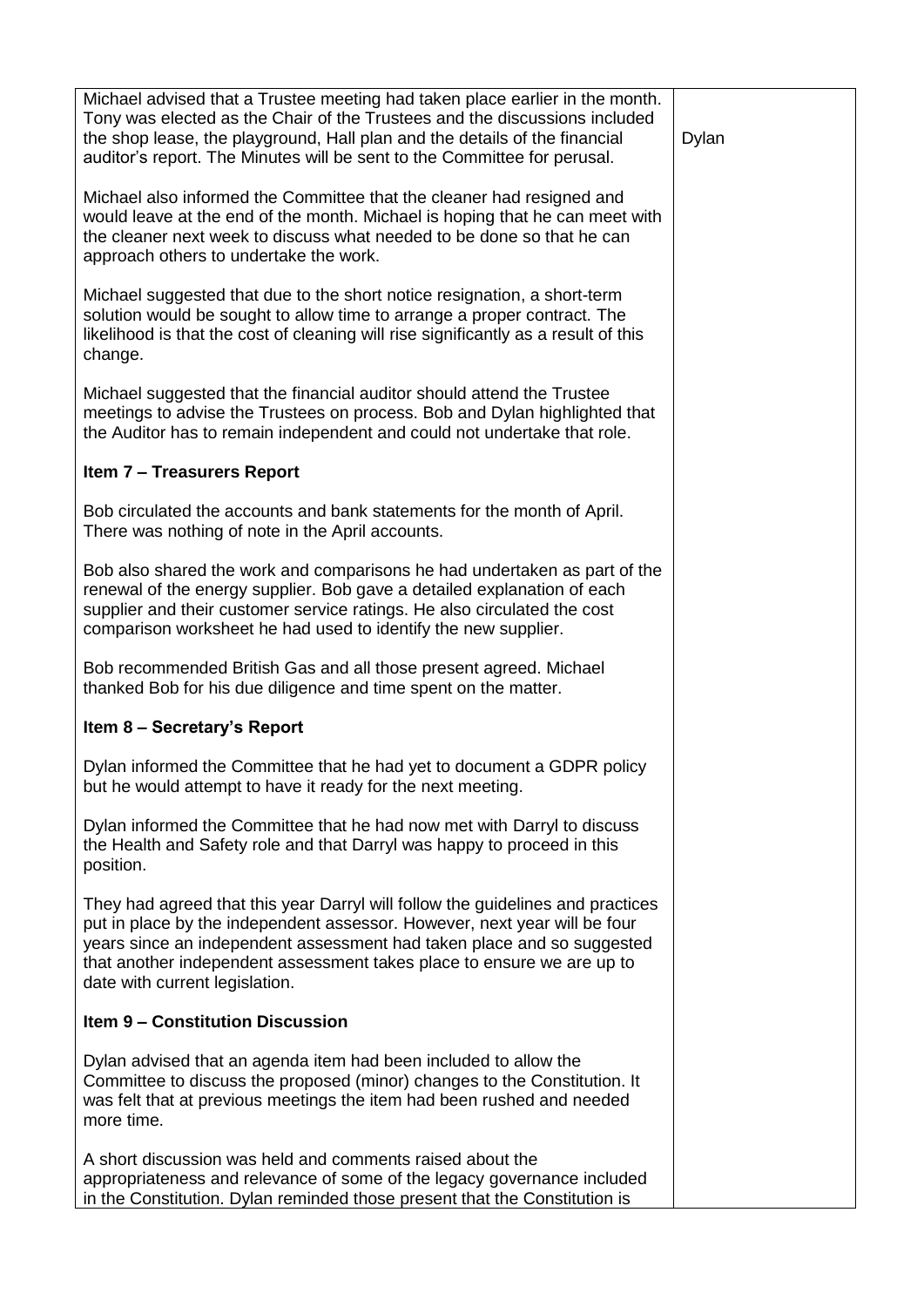| | |
|---|---|
| Michael advised that a Trustee meeting had taken place earlier in the month. Tony was elected as the Chair of the Trustees and the discussions included the shop lease, the playground, Hall plan and the details of the financial auditor's report. The Minutes will be sent to the Committee for perusal.<br><br>Michael also informed the Committee that the cleaner had resigned and would leave at the end of the month. Michael is hoping that he can meet with the cleaner next week to discuss what needed to be done so that he can approach others to undertake the work.<br><br>Michael suggested that due to the short notice resignation, a short-term solution would be sought to allow time to arrange a proper contract. The likelihood is that the cost of cleaning will rise significantly as a result of this change.<br><br>Michael suggested that the financial auditor should attend the Trustee meetings to advise the Trustees on process. Bob and Dylan highlighted that the Auditor has to remain independent and could not undertake that role.<br><br>**Item 7 – Treasurers Report**<br><br>Bob circulated the accounts and bank statements for the month of April. There was nothing of note in the April accounts.<br><br>Bob also shared the work and comparisons he had undertaken as part of the renewal of the energy supplier. Bob gave a detailed explanation of each supplier and their customer service ratings. He also circulated the cost comparison worksheet he had used to identify the new supplier.<br><br>Bob recommended British Gas and all those present agreed. Michael thanked Bob for his due diligence and time spent on the matter.<br><br>**Item 8 – Secretary's Report**<br><br>Dylan informed the Committee that he had yet to document a GDPR policy but he would attempt to have it ready for the next meeting.<br><br>Dylan informed the Committee that he had now met with Darryl to discuss the Health and Safety role and that Darryl was happy to proceed in this position.<br><br>They had agreed that this year Darryl will follow the guidelines and practices put in place by the independent assessor. However, next year will be four years since an independent assessment had taken place and so suggested that another independent assessment takes place to ensure we are up to date with current legislation.<br><br>**Item 9 – Constitution Discussion**<br><br>Dylan advised that an agenda item had been included to allow the Committee to discuss the proposed (minor) changes to the Constitution. It was felt that at previous meetings the item had been rushed and needed more time.<br><br>A short discussion was held and comments raised about the appropriateness and relevance of some of the legacy governance included in the Constitution. Dylan reminded those present that the Constitution is | Dylan |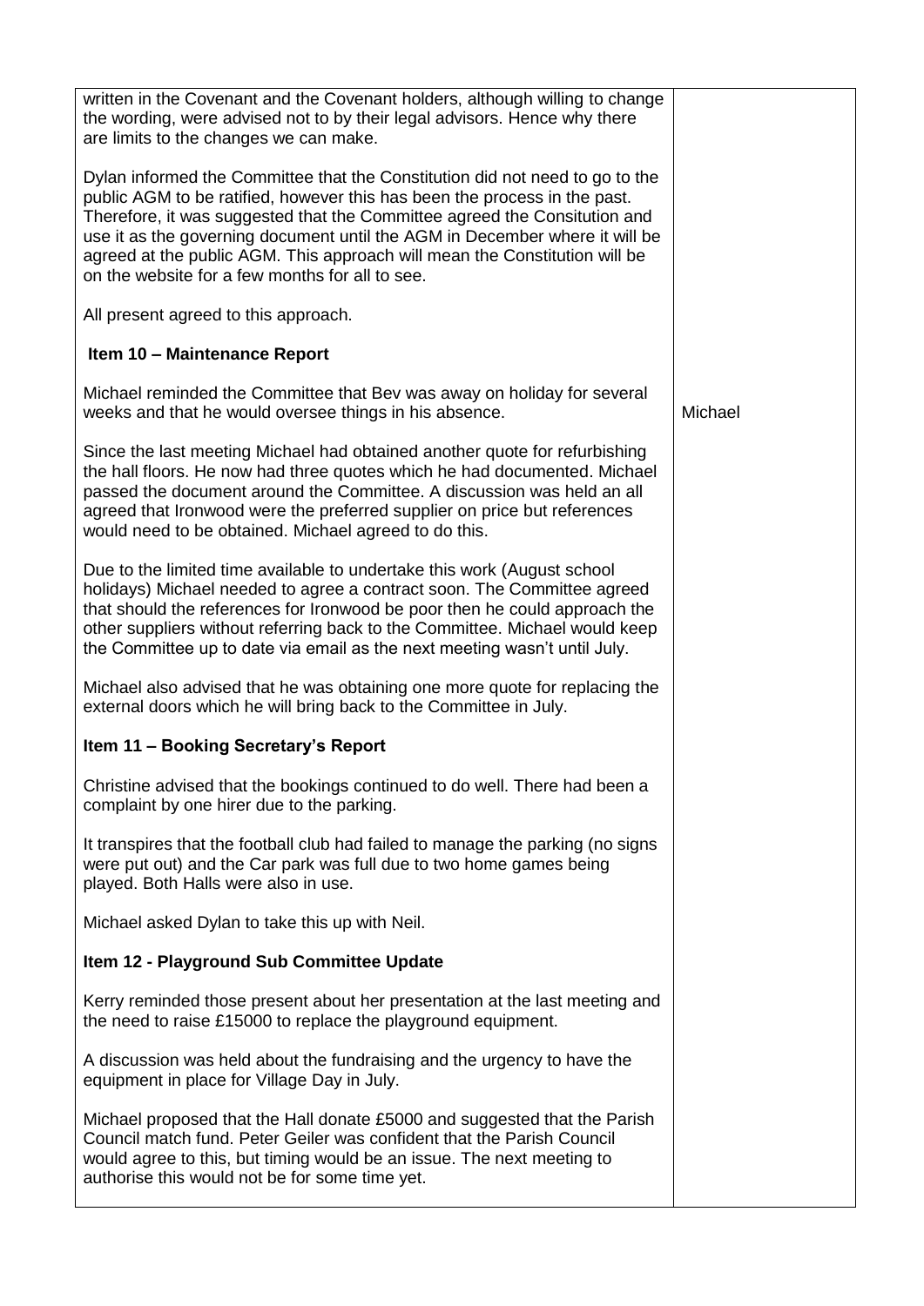| | |
|---|---|
| written in the Covenant and the Covenant holders, although willing to change the wording, were advised not to by their legal advisors. Hence why there are limits to the changes we can make.<br><br>Dylan informed the Committee that the Constitution did not need to go to the public AGM to be ratified, however this has been the process in the past. Therefore, it was suggested that the Committee agreed the Consitution and use it as the governing document until the AGM in December where it will be agreed at the public AGM. This approach will mean the Constitution will be on the website for a few months for all to see.<br><br>All present agreed to this approach.<br><br>**Item 10 – Maintenance Report**<br><br>Michael reminded the Committee that Bev was away on holiday for several weeks and that he would oversee things in his absence.<br><br>Since the last meeting Michael had obtained another quote for refurbishing the hall floors. He now had three quotes which he had documented. Michael passed the document around the Committee. A discussion was held an all agreed that Ironwood were the preferred supplier on price but references would need to be obtained. Michael agreed to do this.<br><br>Due to the limited time available to undertake this work (August school holidays) Michael needed to agree a contract soon. The Committee agreed that should the references for Ironwood be poor then he could approach the other suppliers without referring back to the Committee. Michael would keep the Committee up to date via email as the next meeting wasn't until July.<br><br>Michael also advised that he was obtaining one more quote for replacing the external doors which he will bring back to the Committee in July.<br><br>**Item 11 – Booking Secretary's Report**<br><br>Christine advised that the bookings continued to do well. There had been a complaint by one hirer due to the parking.<br><br>It transpires that the football club had failed to manage the parking (no signs were put out) and the Car park was full due to two home games being played. Both Halls were also in use.<br><br>Michael asked Dylan to take this up with Neil.<br><br>**Item 12 - Playground Sub Committee Update**<br><br>Kerry reminded those present about her presentation at the last meeting and the need to raise £15000 to replace the playground equipment.<br><br>A discussion was held about the fundraising and the urgency to have the equipment in place for Village Day in July.<br><br>Michael proposed that the Hall donate £5000 and suggested that the Parish Council match fund. Peter Geiler was confident that the Parish Council would agree to this, but timing would be an issue. The next meeting to authorise this would not be for some time yet. | <br><br><br><br><br><br><br><br><br><br><br><br><br><br>Michael |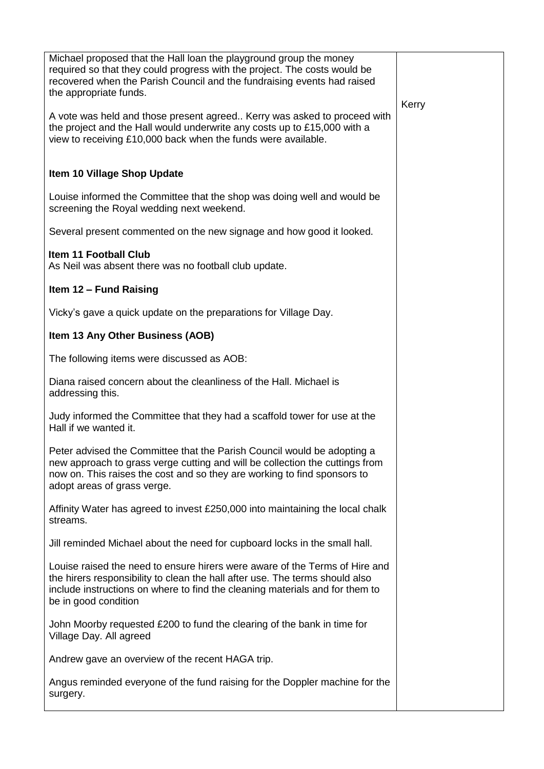| | |
|---|---|
| Michael proposed that the Hall loan the playground group the money required so that they could progress with the project. The costs would be recovered when the Parish Council and the fundraising events had raised the appropriate funds.<br><br>A vote was held and those present agreed.. Kerry was asked to proceed with the project and the Hall would underwrite any costs up to £15,000 with a view to receiving £10,000 back when the funds were available. | Kerry |
| **Item 10 Village Shop Update**<br><br>Louise informed the Committee that the shop was doing well and would be screening the Royal wedding next weekend.<br><br>Several present commented on the new signage and how good it looked. | |
| **Item 11 Football Club**<br>As Neil was absent there was no football club update. | |
| **Item 12 – Fund Raising**<br><br>Vicky's gave a quick update on the preparations for Village Day. | |
| **Item 13 Any Other Business (AOB)**<br><br>The following items were discussed as AOB:<br><br>Diana raised concern about the cleanliness of the Hall. Michael is addressing this.<br><br>Judy informed the Committee that they had a scaffold tower for use at the Hall if we wanted it.<br><br>Peter advised the Committee that the Parish Council would be adopting a new approach to grass verge cutting and will be collection the cuttings from now on. This raises the cost and so they are working to find sponsors to adopt areas of grass verge.<br><br>Affinity Water has agreed to invest £250,000 into maintaining the local chalk streams.<br><br>Jill reminded Michael about the need for cupboard locks in the small hall.<br><br>Louise raised the need to ensure hirers were aware of the Terms of Hire and the hirers responsibility to clean the hall after use. The terms should also include instructions on where to find the cleaning materials and for them to be in good condition<br><br>John Moorby requested £200 to fund the clearing of the bank in time for Village Day. All agreed<br><br>Andrew gave an overview of the recent HAGA trip.<br><br>Angus reminded everyone of the fund raising for the Doppler machine for the surgery. | |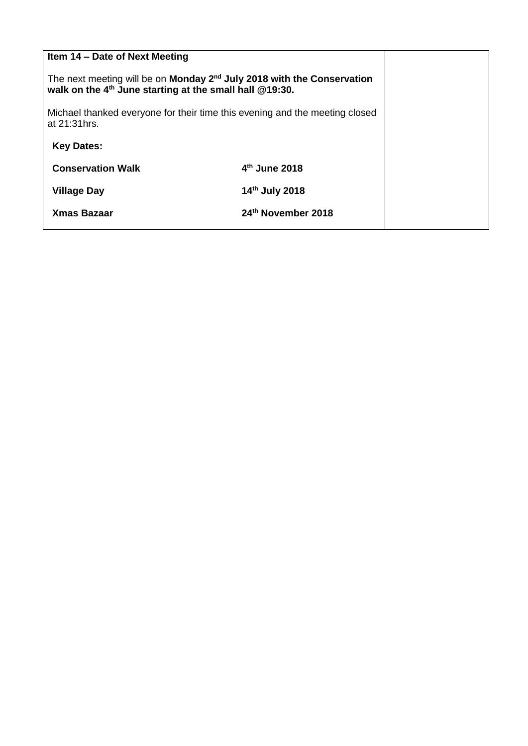| | |
|---|---|
| **Item 14 – Date of Next Meeting**<br><br>The next meeting will be on **Monday 2nd July 2018 with the Conservation walk on the 4th June starting at the small hall @19:30.**<br><br>Michael thanked everyone for their time this evening and the meeting closed at 21:31hrs.<br><br>**Key Dates:**<br><br>**Conservation Walk** **4th June 2018**<br><br>**Village Day** **14th July 2018**<br><br>**Xmas Bazaar** **24th November 2018** | |